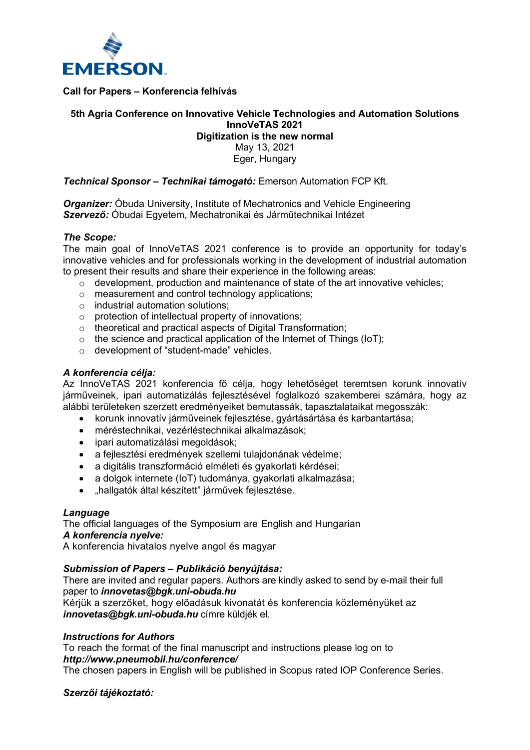**EMERSON**

**Call for Papers – Konferencia felhívás**

**5th Agria Conference on Innovative Vehicle Technologies and Automation Solutions**
**InnoVeTAS 2021**
**Digitization is the new normal**
May 13, 2021
Eger, Hungary

***Technical Sponsor – Technikai támogató:*** Emerson Automation FCP Kft.

***Organizer:*** Óbuda University, Institute of Mechatronics and Vehicle Engineering
***Szervező:*** Óbudai Egyetem, Mechatronikai és Járműtechnikai Intézet

***The Scope:***
The main goal of InnoVeTAS 2021 conference is to provide an opportunity for today's innovative vehicles and for professionals working in the development of industrial automation to present their results and share their experience in the following areas:

- development, production and maintenance of state of the art innovative vehicles;
- measurement and control technology applications;
- industrial automation solutions;
- protection of intellectual property of innovations;
- theoretical and practical aspects of Digital Transformation;
- the science and practical application of the Internet of Things (IoT);
- development of "student-made" vehicles.

***A konferencia célja:***
Az InnoVeTAS 2021 konferencia fő célja, hogy lehetőséget teremtsen korunk innovatív járműveinek, ipari automatizálás fejlesztésével foglalkozó szakemberei számára, hogy az alábbi területeken szerzett eredményeiket bemutassák, tapasztalataikat megosszák:

- korunk innovatív járműveinek fejlesztése, gyártásártása és karbantartása;
- méréstechnikai, vezérléstechnikai alkalmazások;
- ipari automatizálási megoldások;
- a fejlesztési eredmények szellemi tulajdonának védelme;
- a digitális transzformáció elméleti és gyakorlati kérdései;
- a dolgok internete (IoT) tudománya, gyakorlati alkalmazása;
- „hallgatók által készített" járművek fejlesztése.

***Language***
The official languages of the Symposium are English and Hungarian
***A konferencia nyelve:***
A konferencia hivatalos nyelve angol és magyar

***Submission of Papers – Publikáció benyújtása:***
There are invited and regular papers. Authors are kindly asked to send by e-mail their full paper to ***innovetas@bgk.uni-obuda.hu***
Kérjük a szerzőket, hogy előadásuk kivonatát és konferencia közleményüket az ***innovetas@bgk.uni-obuda.hu*** címre küldjék el.

***Instructions for Authors***
To reach the format of the final manuscript and instructions please log on to ***http://www.pneumobil.hu/conference/***
The chosen papers in English will be published in Scopus rated IOP Conference Series.

***Szerzői tájékoztató:***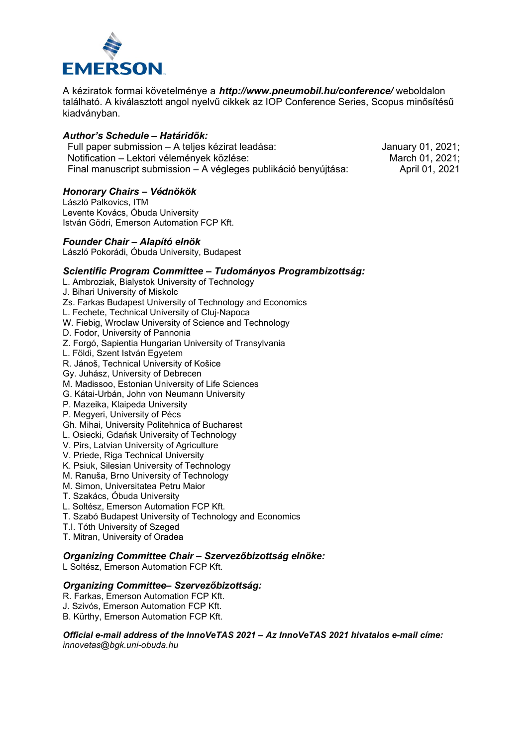EMERSON

A kéziratok formai követelménye a ***http://www.pneumobil.hu/conference/*** weboldalon található. A kiválasztott angol nyelvű cikkek az IOP Conference Series, Scopus minősítésű kiadványban.

### *Author's Schedule – Határidők:*

| | |
|---|---|
| Full paper submission – A teljes kézirat leadása: | January 01, 2021; |
| Notification – Lektori vélemények közlése: | March 01, 2021; |
| Final manuscript submission – A végleges publikáció benyújtása: | April 01, 2021 |

### *Honorary Chairs – Védnökök*

László Palkovics, ITM
Levente Kovács, Óbuda University
István Gödri, Emerson Automation FCP Kft.

### *Founder Chair – Alapító elnök*

László Pokorádi, Óbuda University, Budapest

### *Scientific Program Committee – Tudományos Programbizottság:*

L. Ambroziak, Bialystok University of Technology
J. Bihari University of Miskolc
Zs. Farkas Budapest University of Technology and Economics
L. Fechete, Technical University of Cluj-Napoca
W. Fiebig, Wroclaw University of Science and Technology
D. Fodor, University of Pannonia
Z. Forgó, Sapientia Hungarian University of Transylvania
L. Földi, Szent István Egyetem
R. Jánoš, Technical University of Košice
Gy. Juhász, University of Debrecen
M. Madissoo, Estonian University of Life Sciences
G. Kátai-Urbán, John von Neumann University
P. Mazeika, Klaipeda University
P. Megyeri, University of Pécs
Gh. Mihai, University Politehnica of Bucharest
L. Osiecki, Gdańsk University of Technology
V. Pirs, Latvian University of Agriculture
V. Priede, Riga Technical University
K. Psiuk, Silesian University of Technology
M. Ranuša, Brno University of Technology
M. Simon, Universitatea Petru Maior
T. Szakács, Óbuda University
L. Soltész, Emerson Automation FCP Kft.
T. Szabó Budapest University of Technology and Economics
T.I. Tóth University of Szeged
T. Mitran, University of Oradea

### *Organizing Committee Chair – Szervezőbizottság elnöke:*

L Soltész, Emerson Automation FCP Kft.

### *Organizing Committee– Szervezőbizottság:*

R. Farkas, Emerson Automation FCP Kft.
J. Szivós, Emerson Automation FCP Kft.
B. Kürthy, Emerson Automation FCP Kft.

### *Official e-mail address of the InnoVeTAS 2021 – Az InnoVeTAS 2021 hivatalos e-mail címe:*

*innovetas@bgk.uni-obuda.hu*